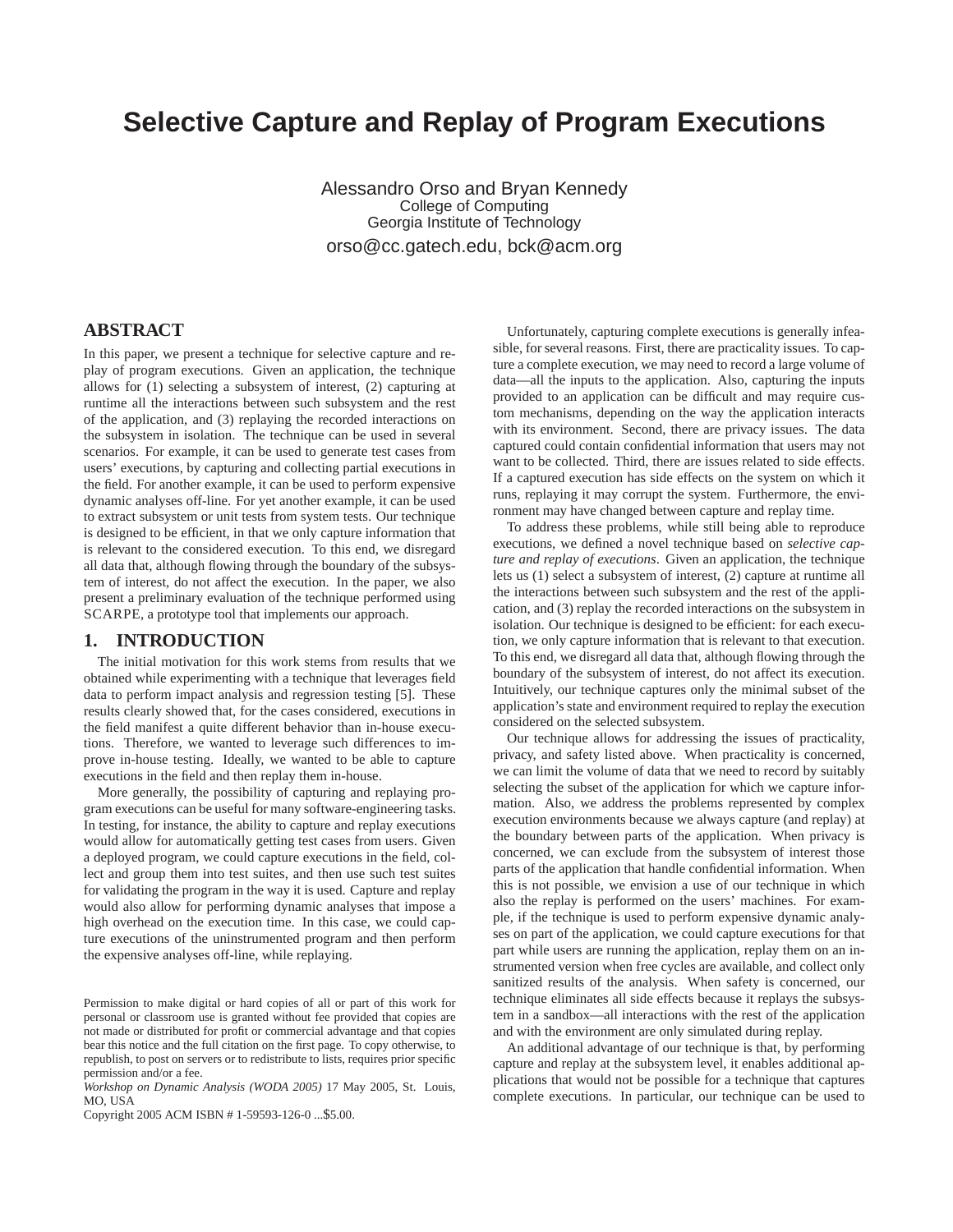# Selective Capture and Replay of Program Executions

Alessandro Orso and Bryan Kennedy
College of Computing
Georgia Institute of Technology
orso@cc.gatech.edu, bck@acm.org

## ABSTRACT

In this paper, we present a technique for selective capture and replay of program executions. Given an application, the technique allows for (1) selecting a subsystem of interest, (2) capturing at runtime all the interactions between such subsystem and the rest of the application, and (3) replaying the recorded interactions on the subsystem in isolation. The technique can be used in several scenarios. For example, it can be used to generate test cases from users' executions, by capturing and collecting partial executions in the field. For another example, it can be used to perform expensive dynamic analyses off-line. For yet another example, it can be used to extract subsystem or unit tests from system tests. Our technique is designed to be efficient, in that we only capture information that is relevant to the considered execution. To this end, we disregard all data that, although flowing through the boundary of the subsystem of interest, do not affect the execution. In the paper, we also present a preliminary evaluation of the technique performed using SCARPE, a prototype tool that implements our approach.

## 1. INTRODUCTION

The initial motivation for this work stems from results that we obtained while experimenting with a technique that leverages field data to perform impact analysis and regression testing [5]. These results clearly showed that, for the cases considered, executions in the field manifest a quite different behavior than in-house executions. Therefore, we wanted to leverage such differences to improve in-house testing. Ideally, we wanted to be able to capture executions in the field and then replay them in-house.

More generally, the possibility of capturing and replaying program executions can be useful for many software-engineering tasks. In testing, for instance, the ability to capture and replay executions would allow for automatically getting test cases from users. Given a deployed program, we could capture executions in the field, collect and group them into test suites, and then use such test suites for validating the program in the way it is used. Capture and replay would also allow for performing dynamic analyses that impose a high overhead on the execution time. In this case, we could capture executions of the uninstrumented program and then perform the expensive analyses off-line, while replaying.

Permission to make digital or hard copies of all or part of this work for personal or classroom use is granted without fee provided that copies are not made or distributed for profit or commercial advantage and that copies bear this notice and the full citation on the first page. To copy otherwise, to republish, to post on servers or to redistribute to lists, requires prior specific permission and/or a fee.
*Workshop on Dynamic Analysis (WODA 2005)* 17 May 2005, St. Louis, MO, USA
Copyright 2005 ACM ISBN # 1-59593-126-0 ...$5.00.

Unfortunately, capturing complete executions is generally infeasible, for several reasons. First, there are practicality issues. To capture a complete execution, we may need to record a large volume of data—all the inputs to the application. Also, capturing the inputs provided to an application can be difficult and may require custom mechanisms, depending on the way the application interacts with its environment. Second, there are privacy issues. The data captured could contain confidential information that users may not want to be collected. Third, there are issues related to side effects. If a captured execution has side effects on the system on which it runs, replaying it may corrupt the system. Furthermore, the environment may have changed between capture and replay time.

To address these problems, while still being able to reproduce executions, we defined a novel technique based on *selective capture and replay of executions*. Given an application, the technique lets us (1) select a subsystem of interest, (2) capture at runtime all the interactions between such subsystem and the rest of the application, and (3) replay the recorded interactions on the subsystem in isolation. Our technique is designed to be efficient: for each execution, we only capture information that is relevant to that execution. To this end, we disregard all data that, although flowing through the boundary of the subsystem of interest, do not affect its execution. Intuitively, our technique captures only the minimal subset of the application's state and environment required to replay the execution considered on the selected subsystem.

Our technique allows for addressing the issues of practicality, privacy, and safety listed above. When practicality is concerned, we can limit the volume of data that we need to record by suitably selecting the subset of the application for which we capture information. Also, we address the problems represented by complex execution environments because we always capture (and replay) at the boundary between parts of the application. When privacy is concerned, we can exclude from the subsystem of interest those parts of the application that handle confidential information. When this is not possible, we envision a use of our technique in which also the replay is performed on the users' machines. For example, if the technique is used to perform expensive dynamic analyses on part of the application, we could capture executions for that part while users are running the application, replay them on an instrumented version when free cycles are available, and collect only sanitized results of the analysis. When safety is concerned, our technique eliminates all side effects because it replays the subsystem in a sandbox—all interactions with the rest of the application and with the environment are only simulated during replay.

An additional advantage of our technique is that, by performing capture and replay at the subsystem level, it enables additional applications that would not be possible for a technique that captures complete executions. In particular, our technique can be used to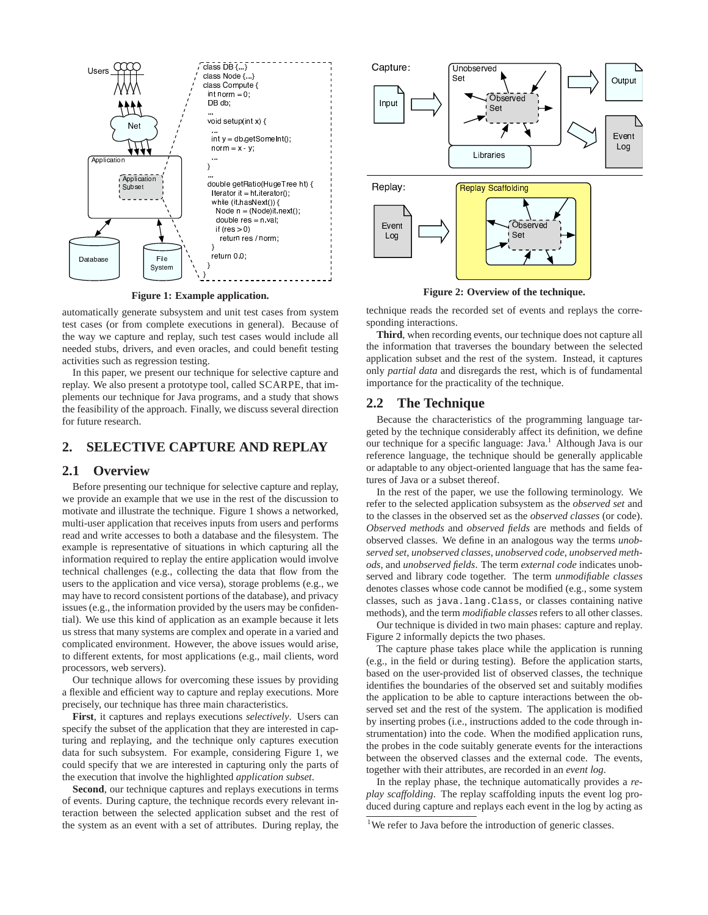Figure 1: Example application.

Figure 2: Overview of the technique.

automatically generate subsystem and unit test cases from system test cases (or from complete executions in general). Because of the way we capture and replay, such test cases would include all needed stubs, drivers, and even oracles, and could benefit testing activities such as regression testing.

In this paper, we present our technique for selective capture and replay. We also present a prototype tool, called SCARPE, that implements our technique for Java programs, and a study that shows the feasibility of the approach. Finally, we discuss several direction for future research.

## 2. SELECTIVE CAPTURE AND REPLAY

### 2.1 Overview

Before presenting our technique for selective capture and replay, we provide an example that we use in the rest of the discussion to motivate and illustrate the technique. Figure 1 shows a networked, multi-user application that receives inputs from users and performs read and write accesses to both a database and the filesystem. The example is representative of situations in which capturing all the information required to replay the entire application would involve technical challenges (e.g., collecting the data that flow from the users to the application and vice versa), storage problems (e.g., we may have to record consistent portions of the database), and privacy issues (e.g., the information provided by the users may be confidential). We use this kind of application as an example because it lets us stress that many systems are complex and operate in a varied and complicated environment. However, the above issues would arise, to different extents, for most applications (e.g., mail clients, word processors, web servers).

Our technique allows for overcoming these issues by providing a flexible and efficient way to capture and replay executions. More precisely, our technique has three main characteristics.

**First**, it captures and replays executions *selectively*. Users can specify the subset of the application that they are interested in capturing and replaying, and the technique only captures execution data for such subsystem. For example, considering Figure 1, we could specify that we are interested in capturing only the parts of the execution that involve the highlighted *application subset*.

**Second**, our technique captures and replays executions in terms of events. During capture, the technique records every relevant interaction between the selected application subset and the rest of the system as an event with a set of attributes. During replay, the technique reads the recorded set of events and replays the corresponding interactions.

**Third**, when recording events, our technique does not capture all the information that traverses the boundary between the selected application subset and the rest of the system. Instead, it captures only *partial data* and disregards the rest, which is of fundamental importance for the practicality of the technique.

### 2.2 The Technique

Because the characteristics of the programming language targeted by the technique considerably affect its definition, we define our technique for a specific language: Java.[1] Although Java is our reference language, the technique should be generally applicable or adaptable to any object-oriented language that has the same features of Java or a subset thereof.

In the rest of the paper, we use the following terminology. We refer to the selected application subsystem as the *observed set* and to the classes in the observed set as the *observed classes* (or code). *Observed methods* and *observed fields* are methods and fields of observed classes. We define in an analogous way the terms *unobserved set*, *unobserved classes*, *unobserved code*, *unobserved methods*, and *unobserved fields*. The term *external code* indicates unobserved and library code together. The term *unmodifiable classes* denotes classes whose code cannot be modified (e.g., some system classes, such as `java.lang.Class`, or classes containing native methods), and the term *modifiable classes* refers to all other classes.

Our technique is divided in two main phases: capture and replay. Figure 2 informally depicts the two phases.

The capture phase takes place while the application is running (e.g., in the field or during testing). Before the application starts, based on the user-provided list of observed classes, the technique identifies the boundaries of the observed set and suitably modifies the application to be able to capture interactions between the observed set and the rest of the system. The application is modified by inserting probes (i.e., instructions added to the code through instrumentation) into the code. When the modified application runs, the probes in the code suitably generate events for the interactions between the observed classes and the external code. The events, together with their attributes, are recorded in an *event log*.

In the replay phase, the technique automatically provides a *replay scaffolding*. The replay scaffolding inputs the event log produced during capture and replays each event in the log by acting as

[1]We refer to Java before the introduction of generic classes.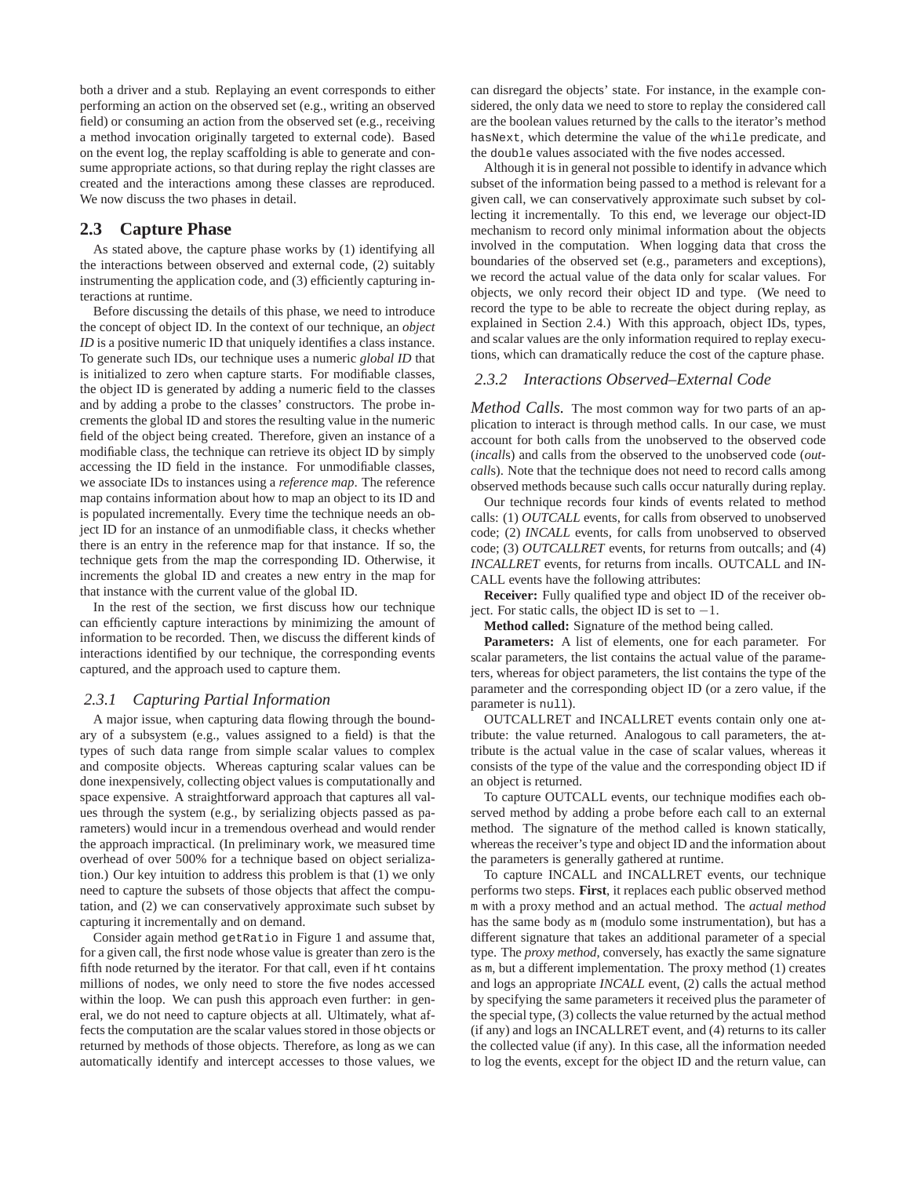both a driver and a stub. Replaying an event corresponds to either performing an action on the observed set (e.g., writing an observed field) or consuming an action from the observed set (e.g., receiving a method invocation originally targeted to external code). Based on the event log, the replay scaffolding is able to generate and consume appropriate actions, so that during replay the right classes are created and the interactions among these classes are reproduced. We now discuss the two phases in detail.

## 2.3 Capture Phase

As stated above, the capture phase works by (1) identifying all the interactions between observed and external code, (2) suitably instrumenting the application code, and (3) efficiently capturing interactions at runtime.

Before discussing the details of this phase, we need to introduce the concept of object ID. In the context of our technique, an *object ID* is a positive numeric ID that uniquely identifies a class instance. To generate such IDs, our technique uses a numeric *global ID* that is initialized to zero when capture starts. For modifiable classes, the object ID is generated by adding a numeric field to the classes and by adding a probe to the classes' constructors. The probe increments the global ID and stores the resulting value in the numeric field of the object being created. Therefore, given an instance of a modifiable class, the technique can retrieve its object ID by simply accessing the ID field in the instance. For unmodifiable classes, we associate IDs to instances using a *reference map*. The reference map contains information about how to map an object to its ID and is populated incrementally. Every time the technique needs an object ID for an instance of an unmodifiable class, it checks whether there is an entry in the reference map for that instance. If so, the technique gets from the map the corresponding ID. Otherwise, it increments the global ID and creates a new entry in the map for that instance with the current value of the global ID.

In the rest of the section, we first discuss how our technique can efficiently capture interactions by minimizing the amount of information to be recorded. Then, we discuss the different kinds of interactions identified by our technique, the corresponding events captured, and the approach used to capture them.

### 2.3.1 Capturing Partial Information

A major issue, when capturing data flowing through the boundary of a subsystem (e.g., values assigned to a field) is that the types of such data range from simple scalar values to complex and composite objects. Whereas capturing scalar values can be done inexpensively, collecting object values is computationally and space expensive. A straightforward approach that captures all values through the system (e.g., by serializing objects passed as parameters) would incur in a tremendous overhead and would render the approach impractical. (In preliminary work, we measured time overhead of over 500% for a technique based on object serialization.) Our key intuition to address this problem is that (1) we only need to capture the subsets of those objects that affect the computation, and (2) we can conservatively approximate such subset by capturing it incrementally and on demand.

Consider again method `getRatio` in Figure 1 and assume that, for a given call, the first node whose value is greater than zero is the fifth node returned by the iterator. For that call, even if `ht` contains millions of nodes, we only need to store the five nodes accessed within the loop. We can push this approach even further: in general, we do not need to capture objects at all. Ultimately, what affects the computation are the scalar values stored in those objects or returned by methods of those objects. Therefore, as long as we can automatically identify and intercept accesses to those values, we can disregard the objects' state. For instance, in the example considered, the only data we need to store to replay the considered call are the boolean values returned by the calls to the iterator's method `hasNext`, which determine the value of the `while` predicate, and the `double` values associated with the five nodes accessed.

Although it is in general not possible to identify in advance which subset of the information being passed to a method is relevant for a given call, we can conservatively approximate such subset by collecting it incrementally. To this end, we leverage our object-ID mechanism to record only minimal information about the objects involved in the computation. When logging data that cross the boundaries of the observed set (e.g., parameters and exceptions), we record the actual value of the data only for scalar values. For objects, we only record their object ID and type. (We need to record the type to be able to recreate the object during replay, as explained in Section 2.4.) With this approach, object IDs, types, and scalar values are the only information required to replay executions, which can dramatically reduce the cost of the capture phase.

### 2.3.2 Interactions Observed–External Code

*Method Calls.* The most common way for two parts of an application to interact is through method calls. In our case, we must account for both calls from the unobserved to the observed code (*incalls*) and calls from the observed to the unobserved code (*outcalls*). Note that the technique does not need to record calls among observed methods because such calls occur naturally during replay.

Our technique records four kinds of events related to method calls: (1) *OUTCALL* events, for calls from observed to unobserved code; (2) *INCALL* events, for calls from unobserved to observed code; (3) *OUTCALLRET* events, for returns from outcalls; and (4) *INCALLRET* events, for returns from incalls. OUTCALL and INCALL events have the following attributes:

**Receiver:** Fully qualified type and object ID of the receiver object. For static calls, the object ID is set to $-1$.

**Method called:** Signature of the method being called.

**Parameters:** A list of elements, one for each parameter. For scalar parameters, the list contains the actual value of the parameters, whereas for object parameters, the list contains the type of the parameter and the corresponding object ID (or a zero value, if the parameter is `null`).

OUTCALLRET and INCALLRET events contain only one attribute: the value returned. Analogous to call parameters, the attribute is the actual value in the case of scalar values, whereas it consists of the type of the value and the corresponding object ID if an object is returned.

To capture OUTCALL events, our technique modifies each observed method by adding a probe before each call to an external method. The signature of the method called is known statically, whereas the receiver's type and object ID and the information about the parameters is generally gathered at runtime.

To capture INCALL and INCALLRET events, our technique performs two steps. **First**, it replaces each public observed method `m` with a proxy method and an actual method. The *actual method* has the same body as `m` (modulo some instrumentation), but has a different signature that takes an additional parameter of a special type. The *proxy method*, conversely, has exactly the same signature as `m`, but a different implementation. The proxy method (1) creates and logs an appropriate *INCALL* event, (2) calls the actual method by specifying the same parameters it received plus the parameter of the special type, (3) collects the value returned by the actual method (if any) and logs an INCALLRET event, and (4) returns to its caller the collected value (if any). In this case, all the information needed to log the events, except for the object ID and the return value, can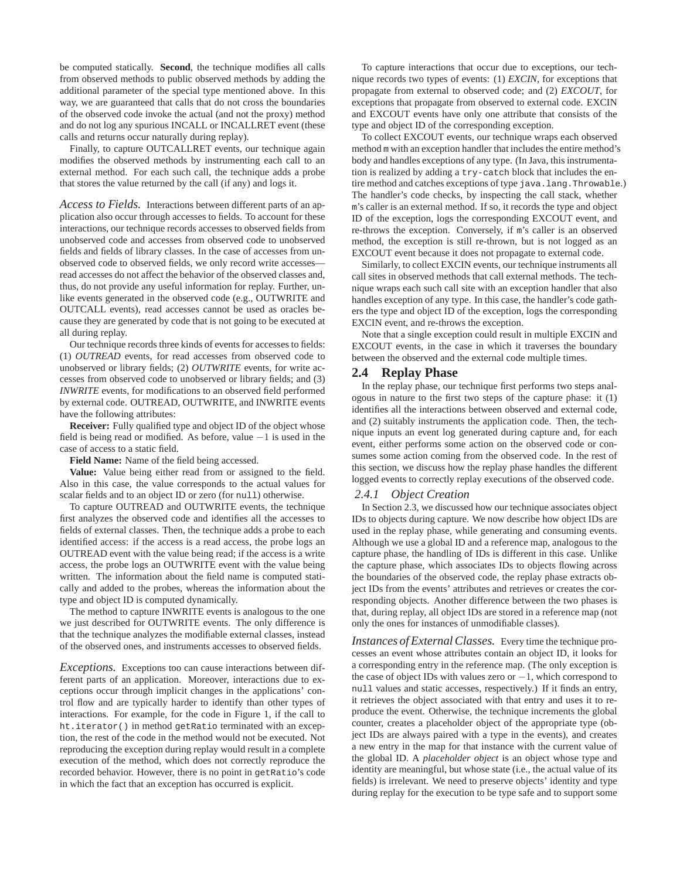be computed statically. **Second**, the technique modifies all calls from observed methods to public observed methods by adding the additional parameter of the special type mentioned above. In this way, we are guaranteed that calls that do not cross the boundaries of the observed code invoke the actual (and not the proxy) method and do not log any spurious INCALL or INCALLRET event (these calls and returns occur naturally during replay).

Finally, to capture OUTCALLRET events, our technique again modifies the observed methods by instrumenting each call to an external method. For each such call, the technique adds a probe that stores the value returned by the call (if any) and logs it.

*Access to Fields.* Interactions between different parts of an application also occur through accesses to fields. To account for these interactions, our technique records accesses to observed fields from unobserved code and accesses from observed code to unobserved fields and fields of library classes. In the case of accesses from unobserved code to observed fields, we only record write accesses—read accesses do not affect the behavior of the observed classes and, thus, do not provide any useful information for replay. Further, unlike events generated in the observed code (e.g., OUTWRITE and OUTCALL events), read accesses cannot be used as oracles because they are generated by code that is not going to be executed at all during replay.

Our technique records three kinds of events for accesses to fields: (1) *OUTREAD* events, for read accesses from observed code to unobserved or library fields; (2) *OUTWRITE* events, for write accesses from observed code to unobserved or library fields; and (3) *INWRITE* events, for modifications to an observed field performed by external code. OUTREAD, OUTWRITE, and INWRITE events have the following attributes:

**Receiver:** Fully qualified type and object ID of the object whose field is being read or modified. As before, value $-1$ is used in the case of access to a static field.

**Field Name:** Name of the field being accessed.

**Value:** Value being either read from or assigned to the field. Also in this case, the value corresponds to the actual values for scalar fields and to an object ID or zero (for `null`) otherwise.

To capture OUTREAD and OUTWRITE events, the technique first analyzes the observed code and identifies all the accesses to fields of external classes. Then, the technique adds a probe to each identified access: if the access is a read access, the probe logs an OUTREAD event with the value being read; if the access is a write access, the probe logs an OUTWRITE event with the value being written. The information about the field name is computed statically and added to the probes, whereas the information about the type and object ID is computed dynamically.

The method to capture INWRITE events is analogous to the one we just described for OUTWRITE events. The only difference is that the technique analyzes the modifiable external classes, instead of the observed ones, and instruments accesses to observed fields.

*Exceptions.* Exceptions too can cause interactions between different parts of an application. Moreover, interactions due to exceptions occur through implicit changes in the applications' control flow and are typically harder to identify than other types of interactions. For example, for the code in Figure 1, if the call to `ht.iterator()` in method `getRatio` terminated with an exception, the rest of the code in the method would not be executed. Not reproducing the exception during replay would result in a complete execution of the method, which does not correctly reproduce the recorded behavior. However, there is no point in `getRatio`'s code in which the fact that an exception has occurred is explicit.

To capture interactions that occur due to exceptions, our technique records two types of events: (1) *EXCIN*, for exceptions that propagate from external to observed code; and (2) *EXCOUT*, for exceptions that propagate from observed to external code. EXCIN and EXCOUT events have only one attribute that consists of the type and object ID of the corresponding exception.

To collect EXCOUT events, our technique wraps each observed method `m` with an exception handler that includes the entire method's body and handles exceptions of any type. (In Java, this instrumentation is realized by adding a `try-catch` block that includes the entire method and catches exceptions of type `java.lang.Throwable`.) The handler's code checks, by inspecting the call stack, whether `m`'s caller is an external method. If so, it records the type and object ID of the exception, logs the corresponding EXCOUT event, and re-throws the exception. Conversely, if `m`'s caller is an observed method, the exception is still re-thrown, but is not logged as an EXCOUT event because it does not propagate to external code.

Similarly, to collect EXCIN events, our technique instruments all call sites in observed methods that call external methods. The technique wraps each such call site with an exception handler that also handles exception of any type. In this case, the handler's code gathers the type and object ID of the exception, logs the corresponding EXCIN event, and re-throws the exception.

Note that a single exception could result in multiple EXCIN and EXCOUT events, in the case in which it traverses the boundary between the observed and the external code multiple times.

## 2.4 Replay Phase

In the replay phase, our technique first performs two steps analogous in nature to the first two steps of the capture phase: it (1) identifies all the interactions between observed and external code, and (2) suitably instruments the application code. Then, the technique inputs an event log generated during capture and, for each event, either performs some action on the observed code or consumes some action coming from the observed code. In the rest of this section, we discuss how the replay phase handles the different logged events to correctly replay executions of the observed code.

### 2.4.1 Object Creation

In Section 2.3, we discussed how our technique associates object IDs to objects during capture. We now describe how object IDs are used in the replay phase, while generating and consuming events. Although we use a global ID and a reference map, analogous to the capture phase, the handling of IDs is different in this case. Unlike the capture phase, which associates IDs to objects flowing across the boundaries of the observed code, the replay phase extracts object IDs from the events' attributes and retrieves or creates the corresponding objects. Another difference between the two phases is that, during replay, all object IDs are stored in a reference map (not only the ones for instances of unmodifiable classes).

*Instances of External Classes.* Every time the technique processes an event whose attributes contain an object ID, it looks for a corresponding entry in the reference map. (The only exception is the case of object IDs with values zero or $-1$, which correspond to `null` values and static accesses, respectively.) If it finds an entry, it retrieves the object associated with that entry and uses it to reproduce the event. Otherwise, the technique increments the global counter, creates a placeholder object of the appropriate type (object IDs are always paired with a type in the events), and creates a new entry in the map for that instance with the current value of the global ID. A *placeholder object* is an object whose type and identity are meaningful, but whose state (i.e., the actual value of its fields) is irrelevant. We need to preserve objects' identity and type during replay for the execution to be type safe and to support some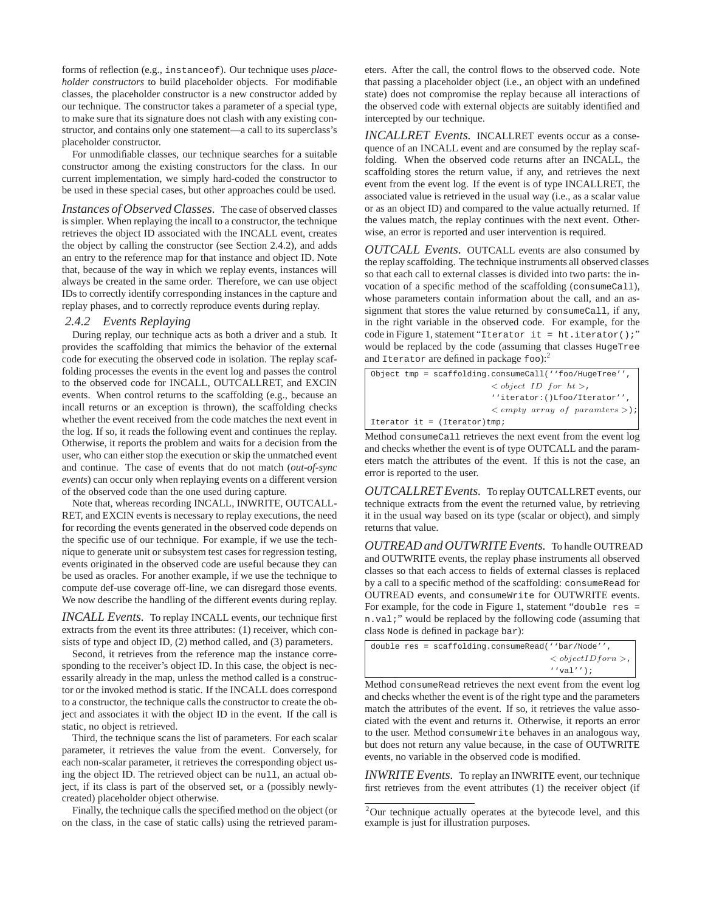forms of reflection (e.g., instanceof). Our technique uses *placeholder constructors* to build placeholder objects. For modifiable classes, the placeholder constructor is a new constructor added by our technique. The constructor takes a parameter of a special type, to make sure that its signature does not clash with any existing constructor, and contains only one statement—a call to its superclass's placeholder constructor.

For unmodifiable classes, our technique searches for a suitable constructor among the existing constructors for the class. In our current implementation, we simply hard-coded the constructor to be used in these special cases, but other approaches could be used.

*Instances of Observed Classes.* The case of observed classes is simpler. When replaying the incall to a constructor, the technique retrieves the object ID associated with the INCALL event, creates the object by calling the constructor (see Section 2.4.2), and adds an entry to the reference map for that instance and object ID. Note that, because of the way in which we replay events, instances will always be created in the same order. Therefore, we can use object IDs to correctly identify corresponding instances in the capture and replay phases, and to correctly reproduce events during replay.

### 2.4.2 Events Replaying

During replay, our technique acts as both a driver and a stub. It provides the scaffolding that mimics the behavior of the external code for executing the observed code in isolation. The replay scaffolding processes the events in the event log and passes the control to the observed code for INCALL, OUTCALLRET, and EXCIN events. When control returns to the scaffolding (e.g., because an incall returns or an exception is thrown), the scaffolding checks whether the event received from the code matches the next event in the log. If so, it reads the following event and continues the replay. Otherwise, it reports the problem and waits for a decision from the user, who can either stop the execution or skip the unmatched event and continue. The case of events that do not match (*out-of-sync events*) can occur only when replaying events on a different version of the observed code than the one used during capture.

Note that, whereas recording INCALL, INWRITE, OUTCALLRET, and EXCIN events is necessary to replay executions, the need for recording the events generated in the observed code depends on the specific use of our technique. For example, if we use the technique to generate unit or subsystem test cases for regression testing, events originated in the observed code are useful because they can be used as oracles. For another example, if we use the technique to compute def-use coverage off-line, we can disregard those events. We now describe the handling of the different events during replay.

*INCALL Events.* To replay INCALL events, our technique first extracts from the event its three attributes: (1) receiver, which consists of type and object ID, (2) method called, and (3) parameters.

Second, it retrieves from the reference map the instance corresponding to the receiver's object ID. In this case, the object is necessarily already in the map, unless the method called is a constructor or the invoked method is static. If the INCALL does correspond to a constructor, the technique calls the constructor to create the object and associates it with the object ID in the event. If the call is static, no object is retrieved.

Third, the technique scans the list of parameters. For each scalar parameter, it retrieves the value from the event. Conversely, for each non-scalar parameter, it retrieves the corresponding object using the object ID. The retrieved object can be null, an actual object, if its class is part of the observed set, or a (possibly newly-created) placeholder object otherwise.

Finally, the technique calls the specified method on the object (or on the class, in the case of static calls) using the retrieved parameters. After the call, the control flows to the observed code. Note that passing a placeholder object (i.e., an object with an undefined state) does not compromise the replay because all interactions of the observed code with external objects are suitably identified and intercepted by our technique.

*INCALLRET Events.* INCALLRET events occur as a consequence of an INCALL event and are consumed by the replay scaffolding. When the observed code returns after an INCALL, the scaffolding stores the return value, if any, and retrieves the next event from the event log. If the event is of type INCALLRET, the associated value is retrieved in the usual way (i.e., as a scalar value or as an object ID) and compared to the value actually returned. If the values match, the replay continues with the next event. Otherwise, an error is reported and user intervention is required.

*OUTCALL Events.* OUTCALL events are also consumed by the replay scaffolding. The technique instruments all observed classes so that each call to external classes is divided into two parts: the invocation of a specific method of the scaffolding (consumeCall), whose parameters contain information about the call, and an assignment that stores the value returned by consumeCall, if any, in the right variable in the observed code. For example, for the code in Figure 1, statement "Iterator it = ht.iterator();" would be replaced by the code (assuming that classes HugeTree and Iterator are defined in package foo):[2]

```
Object tmp = scaffolding.consumeCall(''foo/HugeTree'',
                         < object ID for ht >,
                         ''iterator:()Lfoo/Iterator'',
                         < empty array of paramters >);
Iterator it = (Iterator)tmp;
```

Method consumeCall retrieves the next event from the event log and checks whether the event is of type OUTCALL and the parameters match the attributes of the event. If this is not the case, an error is reported to the user.

*OUTCALLRET Events.* To replay OUTCALLRET events, our technique extracts from the event the returned value, by retrieving it in the usual way based on its type (scalar or object), and simply returns that value.

*OUTREAD and OUTWRITE Events.* To handle OUTREAD and OUTWRITE events, the replay phase instruments all observed classes so that each access to fields of external classes is replaced by a call to a specific method of the scaffolding: consumeRead for OUTREAD events, and consumeWrite for OUTWRITE events. For example, for the code in Figure 1, statement "double res = n.val;" would be replaced by the following code (assuming that class Node is defined in package bar):

```
double res = scaffolding.consumeRead(''bar/Node'',
                                     < objectIDforn >,
                                     ''val'');
```

Method consumeRead retrieves the next event from the event log and checks whether the event is of the right type and the parameters match the attributes of the event. If so, it retrieves the value associated with the event and returns it. Otherwise, it reports an error to the user. Method consumeWrite behaves in an analogous way, but does not return any value because, in the case of OUTWRITE events, no variable in the observed code is modified.

*INWRITE Events.* To replay an INWRITE event, our technique first retrieves from the event attributes (1) the receiver object (if

[2] Our technique actually operates at the bytecode level, and this example is just for illustration purposes.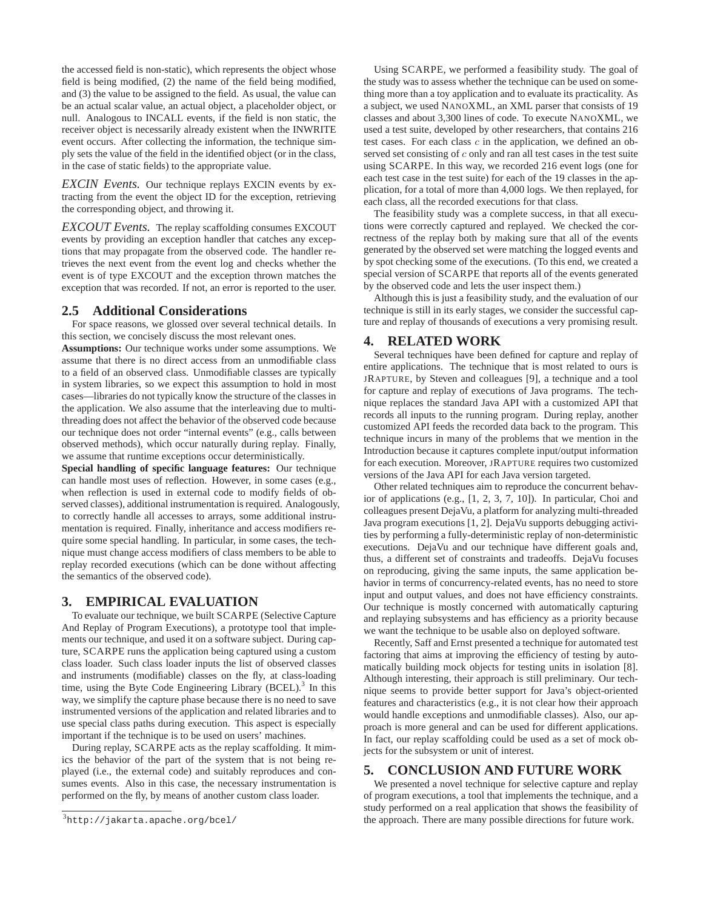the accessed field is non-static), which represents the object whose field is being modified, (2) the name of the field being modified, and (3) the value to be assigned to the field. As usual, the value can be an actual scalar value, an actual object, a placeholder object, or null. Analogous to INCALL events, if the field is non static, the receiver object is necessarily already existent when the INWRITE event occurs. After collecting the information, the technique simply sets the value of the field in the identified object (or in the class, in the case of static fields) to the appropriate value.

*EXCIN Events.* Our technique replays EXCIN events by extracting from the event the object ID for the exception, retrieving the corresponding object, and throwing it.

*EXCOUT Events.* The replay scaffolding consumes EXCOUT events by providing an exception handler that catches any exceptions that may propagate from the observed code. The handler retrieves the next event from the event log and checks whether the event is of type EXCOUT and the exception thrown matches the exception that was recorded. If not, an error is reported to the user.

### 2.5 Additional Considerations

For space reasons, we glossed over several technical details. In this section, we concisely discuss the most relevant ones.

**Assumptions:** Our technique works under some assumptions. We assume that there is no direct access from an unmodifiable class to a field of an observed class. Unmodifiable classes are typically in system libraries, so we expect this assumption to hold in most cases—libraries do not typically know the structure of the classes in the application. We also assume that the interleaving due to multi-threading does not affect the behavior of the observed code because our technique does not order "internal events" (e.g., calls between observed methods), which occur naturally during replay. Finally, we assume that runtime exceptions occur deterministically.

**Special handling of specific language features:** Our technique can handle most uses of reflection. However, in some cases (e.g., when reflection is used in external code to modify fields of observed classes), additional instrumentation is required. Analogously, to correctly handle all accesses to arrays, some additional instrumentation is required. Finally, inheritance and access modifiers require some special handling. In particular, in some cases, the technique must change access modifiers of class members to be able to replay recorded executions (which can be done without affecting the semantics of the observed code).

## 3. EMPIRICAL EVALUATION

To evaluate our technique, we built SCARPE (Selective Capture And Replay of Program Executions), a prototype tool that implements our technique, and used it on a software subject. During capture, SCARPE runs the application being captured using a custom class loader. Such class loader inputs the list of observed classes and instruments (modifiable) classes on the fly, at class-loading time, using the Byte Code Engineering Library (BCEL).[3] In this way, we simplify the capture phase because there is no need to save instrumented versions of the application and related libraries and to use special class paths during execution. This aspect is especially important if the technique is to be used on users' machines.

During replay, SCARPE acts as the replay scaffolding. It mimics the behavior of the part of the system that is not being replayed (i.e., the external code) and suitably reproduces and consumes events. Also in this case, the necessary instrumentation is performed on the fly, by means of another custom class loader.

[3] http://jakarta.apache.org/bcel/

Using SCARPE, we performed a feasibility study. The goal of the study was to assess whether the technique can be used on something more than a toy application and to evaluate its practicality. As a subject, we used NANOXML, an XML parser that consists of 19 classes and about 3,300 lines of code. To execute NANOXML, we used a test suite, developed by other researchers, that contains 216 test cases. For each class $c$ in the application, we defined an observed set consisting of $c$ only and ran all test cases in the test suite using SCARPE. In this way, we recorded 216 event logs (one for each test case in the test suite) for each of the 19 classes in the application, for a total of more than 4,000 logs. We then replayed, for each class, all the recorded executions for that class.

The feasibility study was a complete success, in that all executions were correctly captured and replayed. We checked the correctness of the replay both by making sure that all of the events generated by the observed set were matching the logged events and by spot checking some of the executions. (To this end, we created a special version of SCARPE that reports all of the events generated by the observed code and lets the user inspect them.)

Although this is just a feasibility study, and the evaluation of our technique is still in its early stages, we consider the successful capture and replay of thousands of executions a very promising result.

## 4. RELATED WORK

Several techniques have been defined for capture and replay of entire applications. The technique that is most related to ours is JRAPTURE, by Steven and colleagues [9], a technique and a tool for capture and replay of executions of Java programs. The technique replaces the standard Java API with a customized API that records all inputs to the running program. During replay, another customized API feeds the recorded data back to the program. This technique incurs in many of the problems that we mention in the Introduction because it captures complete input/output information for each execution. Moreover, JRAPTURE requires two customized versions of the Java API for each Java version targeted.

Other related techniques aim to reproduce the concurrent behavior of applications (e.g., [1, 2, 3, 7, 10]). In particular, Choi and colleagues present DejaVu, a platform for analyzing multi-threaded Java program executions [1, 2]. DejaVu supports debugging activities by performing a fully-deterministic replay of non-deterministic executions. DejaVu and our technique have different goals and, thus, a different set of constraints and tradeoffs. DejaVu focuses on reproducing, giving the same inputs, the same application behavior in terms of concurrency-related events, has no need to store input and output values, and does not have efficiency constraints. Our technique is mostly concerned with automatically capturing and replaying subsystems and has efficiency as a priority because we want the technique to be usable also on deployed software.

Recently, Saff and Ernst presented a technique for automated test factoring that aims at improving the efficiency of testing by automatically building mock objects for testing units in isolation [8]. Although interesting, their approach is still preliminary. Our technique seems to provide better support for Java's object-oriented features and characteristics (e.g., it is not clear how their approach would handle exceptions and unmodifiable classes). Also, our approach is more general and can be used for different applications. In fact, our replay scaffolding could be used as a set of mock objects for the subsystem or unit of interest.

## 5. CONCLUSION AND FUTURE WORK

We presented a novel technique for selective capture and replay of program executions, a tool that implements the technique, and a study performed on a real application that shows the feasibility of the approach. There are many possible directions for future work.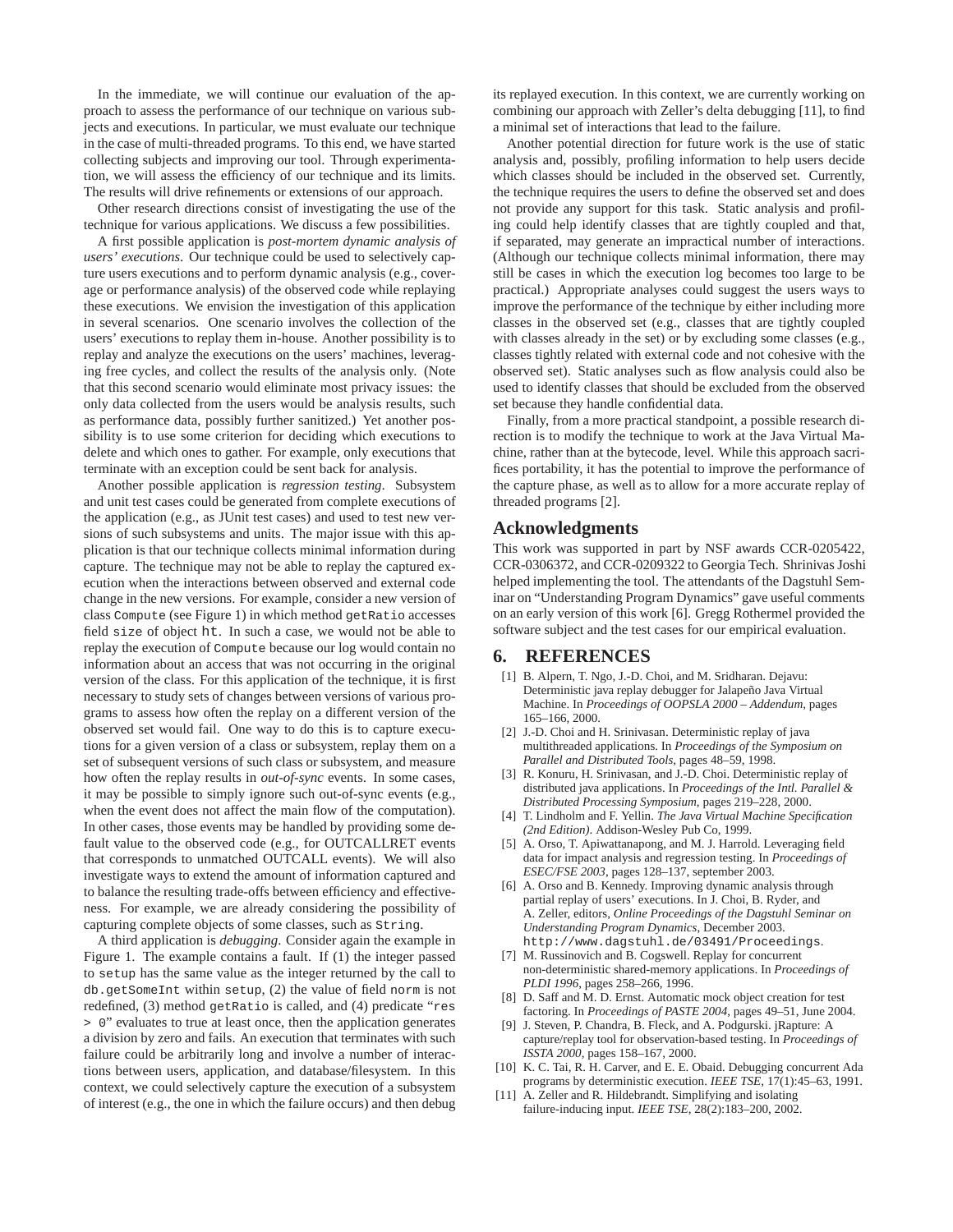In the immediate, we will continue our evaluation of the approach to assess the performance of our technique on various subjects and executions. In particular, we must evaluate our technique in the case of multi-threaded programs. To this end, we have started collecting subjects and improving our tool. Through experimentation, we will assess the efficiency of our technique and its limits. The results will drive refinements or extensions of our approach.

Other research directions consist of investigating the use of the technique for various applications. We discuss a few possibilities.

A first possible application is *post-mortem dynamic analysis of users' executions*. Our technique could be used to selectively capture users executions and to perform dynamic analysis (e.g., coverage or performance analysis) of the observed code while replaying these executions. We envision the investigation of this application in several scenarios. One scenario involves the collection of the users' executions to replay them in-house. Another possibility is to replay and analyze the executions on the users' machines, leveraging free cycles, and collect the results of the analysis only. (Note that this second scenario would eliminate most privacy issues: the only data collected from the users would be analysis results, such as performance data, possibly further sanitized.) Yet another possibility is to use some criterion for deciding which executions to delete and which ones to gather. For example, only executions that terminate with an exception could be sent back for analysis.

Another possible application is *regression testing*. Subsystem and unit test cases could be generated from complete executions of the application (e.g., as JUnit test cases) and used to test new versions of such subsystems and units. The major issue with this application is that our technique collects minimal information during capture. The technique may not be able to replay the captured execution when the interactions between observed and external code change in the new versions. For example, consider a new version of class `Compute` (see Figure 1) in which method `getRatio` accesses field `size` of object `ht`. In such a case, we would not be able to replay the execution of `Compute` because our log would contain no information about an access that was not occurring in the original version of the class. For this application of the technique, it is first necessary to study sets of changes between versions of various programs to assess how often the replay on a different version of the observed set would fail. One way to do this is to capture executions for a given version of a class or subsystem, replay them on a set of subsequent versions of such class or subsystem, and measure how often the replay results in *out-of-sync* events. In some cases, it may be possible to simply ignore such out-of-sync events (e.g., when the event does not affect the main flow of the computation). In other cases, those events may be handled by providing some default value to the observed code (e.g., for OUTCALLRET events that corresponds to unmatched OUTCALL events). We will also investigate ways to extend the amount of information captured and to balance the resulting trade-offs between efficiency and effectiveness. For example, we are already considering the possibility of capturing complete objects of some classes, such as `String`.

A third application is *debugging*. Consider again the example in Figure 1. The example contains a fault. If (1) the integer passed to `setup` has the same value as the integer returned by the call to `db.getSomeInt` within `setup`, (2) the value of field `norm` is not redefined, (3) method `getRatio` is called, and (4) predicate "`res > 0`" evaluates to true at least once, then the application generates a division by zero and fails. An execution that terminates with such failure could be arbitrarily long and involve a number of interactions between users, application, and database/filesystem. In this context, we could selectively capture the execution of a subsystem of interest (e.g., the one in which the failure occurs) and then debug its replayed execution. In this context, we are currently working on combining our approach with Zeller's delta debugging [11], to find a minimal set of interactions that lead to the failure.

Another potential direction for future work is the use of static analysis and, possibly, profiling information to help users decide which classes should be included in the observed set. Currently, the technique requires the users to define the observed set and does not provide any support for this task. Static analysis and profiling could help identify classes that are tightly coupled and that, if separated, may generate an impractical number of interactions. (Although our technique collects minimal information, there may still be cases in which the execution log becomes too large to be practical.) Appropriate analyses could suggest the users ways to improve the performance of the technique by either including more classes in the observed set (e.g., classes that are tightly coupled with classes already in the set) or by excluding some classes (e.g., classes tightly related with external code and not cohesive with the observed set). Static analyses such as flow analysis could also be used to identify classes that should be excluded from the observed set because they handle confidential data.

Finally, from a more practical standpoint, a possible research direction is to modify the technique to work at the Java Virtual Machine, rather than at the bytecode, level. While this approach sacrifices portability, it has the potential to improve the performance of the capture phase, as well as to allow for a more accurate replay of threaded programs [2].

## Acknowledgments

This work was supported in part by NSF awards CCR-0205422, CCR-0306372, and CCR-0209322 to Georgia Tech. Shrinivas Joshi helped implementing the tool. The attendants of the Dagstuhl Seminar on "Understanding Program Dynamics" gave useful comments on an early version of this work [6]. Gregg Rothermel provided the software subject and the test cases for our empirical evaluation.

## 6. REFERENCES

[1] B. Alpern, T. Ngo, J.-D. Choi, and M. Sridharan. Dejavu: Deterministic java replay debugger for Jalapeño Java Virtual Machine. In *Proceedings of OOPSLA 2000 – Addendum*, pages 165–166, 2000.

[2] J.-D. Choi and H. Srinivasan. Deterministic replay of java multithreaded applications. In *Proceedings of the Symposium on Parallel and Distributed Tools*, pages 48–59, 1998.

[3] R. Konuru, H. Srinivasan, and J.-D. Choi. Deterministic replay of distributed java applications. In *Proceedings of the Intl. Parallel & Distributed Processing Symposium*, pages 219–228, 2000.

[4] T. Lindholm and F. Yellin. *The Java Virtual Machine Specification (2nd Edition)*. Addison-Wesley Pub Co, 1999.

[5] A. Orso, T. Apiwattanapong, and M. J. Harrold. Leveraging field data for impact analysis and regression testing. In *Proceedings of ESEC/FSE 2003*, pages 128–137, september 2003.

[6] A. Orso and B. Kennedy. Improving dynamic analysis through partial replay of users' executions. In J. Choi, B. Ryder, and A. Zeller, editors, *Online Proceedings of the Dagstuhl Seminar on Understanding Program Dynamics*, December 2003. `http://www.dagstuhl.de/03491/Proceedings`.

[7] M. Russinovich and B. Cogswell. Replay for concurrent non-deterministic shared-memory applications. In *Proceedings of PLDI 1996*, pages 258–266, 1996.

[8] D. Saff and M. D. Ernst. Automatic mock object creation for test factoring. In *Proceedings of PASTE 2004*, pages 49–51, June 2004.

[9] J. Steven, P. Chandra, B. Fleck, and A. Podgurski. jRapture: A capture/replay tool for observation-based testing. In *Proceedings of ISSTA 2000*, pages 158–167, 2000.

[10] K. C. Tai, R. H. Carver, and E. E. Obaid. Debugging concurrent Ada programs by deterministic execution. *IEEE TSE*, 17(1):45–63, 1991.

[11] A. Zeller and R. Hildebrandt. Simplifying and isolating failure-inducing input. *IEEE TSE*, 28(2):183–200, 2002.